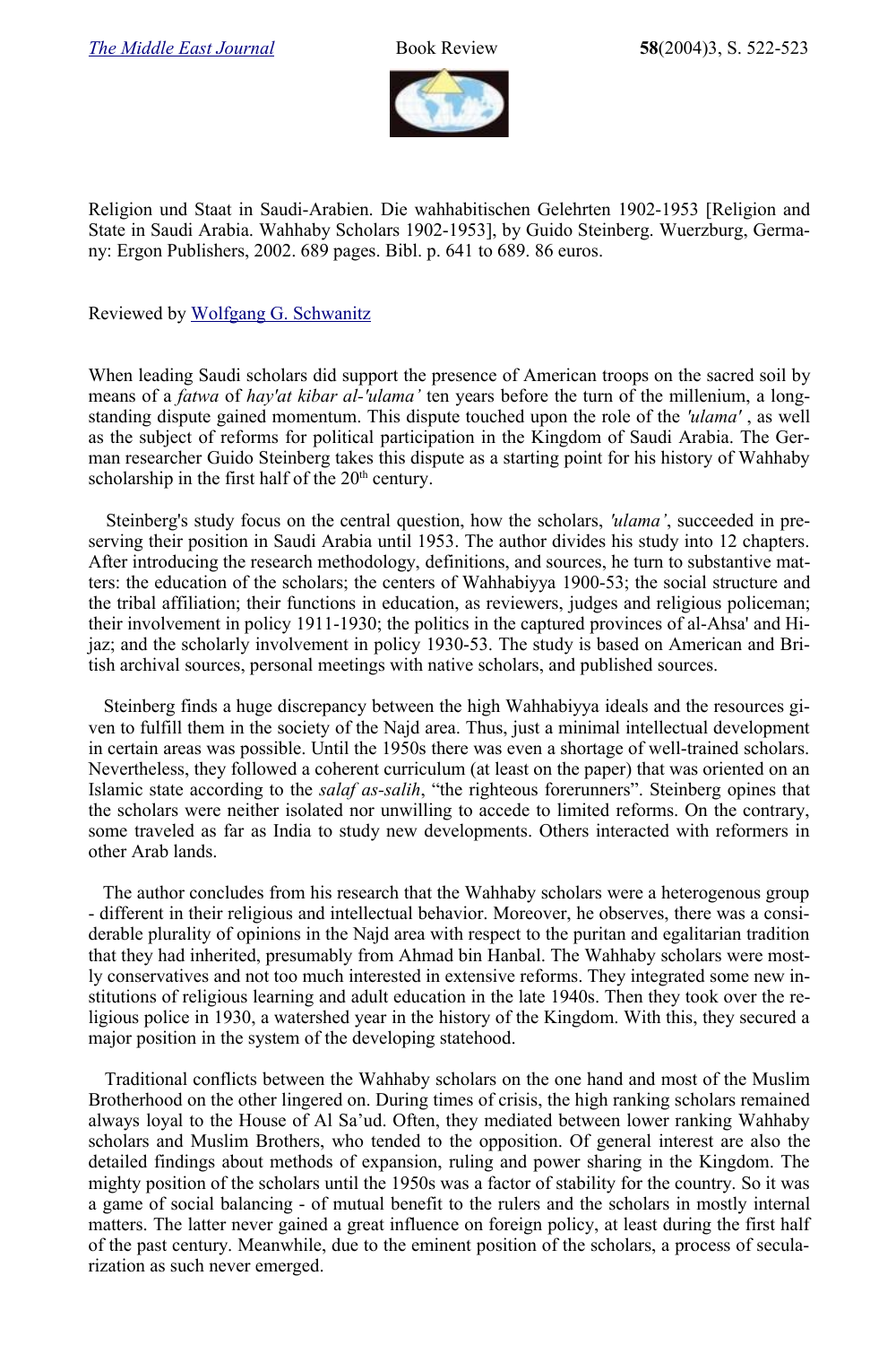Religion und Staat in Saudi-Arabien. Die wahhabitischen Gelehrten 1902-1953 [Religion and State in Saudi Arabia. Wahhaby Scholars 1902-1953], by Guido Steinberg. Wuerzburg, Germany: Ergon Publishers, 2002. 689 pages. Bibl. p. 641 to 689. 86 euros.

Reviewed by Wolfgang G. Schwanitz

When leading Saudi scholars did support the presence of American troops on the sacred soil by means of a *fatwa* of *hay'at kibar al-'ulama'* ten years before the turn of the millenium, a long-standing dispute gained momentum. This dispute touched upon the role of the *'ulama'* , as well as the subject of reforms for political participation in the Kingdom of Saudi Arabia. The German researcher Guido Steinberg takes this dispute as a starting point for his history of Wahhaby scholarship in the first half of the 20th century.

Steinberg's study focus on the central question, how the scholars, *'ulama'*, succeeded in preserving their position in Saudi Arabia until 1953. The author divides his study into 12 chapters. After introducing the research methodology, definitions, and sources, he turn to substantive matters: the education of the scholars; the centers of Wahhabiyya 1900-53; the social structure and the tribal affiliation; their functions in education, as reviewers, judges and religious policeman; their involvement in policy 1911-1930; the politics in the captured provinces of al-Ahsa' and Hijaz; and the scholarly involvement in policy 1930-53. The study is based on American and British archival sources, personal meetings with native scholars, and published sources.

Steinberg finds a huge discrepancy between the high Wahhabiyya ideals and the resources given to fulfill them in the society of the Najd area. Thus, just a minimal intellectual development in certain areas was possible. Until the 1950s there was even a shortage of well-trained scholars. Nevertheless, they followed a coherent curriculum (at least on the paper) that was oriented on an Islamic state according to the *salaf as-salih*, “the righteous forerunners”. Steinberg opines that the scholars were neither isolated nor unwilling to accede to limited reforms. On the contrary, some traveled as far as India to study new developments. Others interacted with reformers in other Arab lands.

The author concludes from his research that the Wahhaby scholars were a heterogenous group - different in their religious and intellectual behavior. Moreover, he observes, there was a considerable plurality of opinions in the Najd area with respect to the puritan and egalitarian tradition that they had inherited, presumably from Ahmad bin Hanbal. The Wahhaby scholars were mostly conservatives and not too much interested in extensive reforms. They integrated some new institutions of religious learning and adult education in the late 1940s. Then they took over the religious police in 1930, a watershed year in the history of the Kingdom. With this, they secured a major position in the system of the developing statehood.

Traditional conflicts between the Wahhaby scholars on the one hand and most of the Muslim Brotherhood on the other lingered on. During times of crisis, the high ranking scholars remained always loyal to the House of Al Sa'ud. Often, they mediated between lower ranking Wahhaby scholars and Muslim Brothers, who tended to the opposition. Of general interest are also the detailed findings about methods of expansion, ruling and power sharing in the Kingdom. The mighty position of the scholars until the 1950s was a factor of stability for the country. So it was a game of social balancing - of mutual benefit to the rulers and the scholars in mostly internal matters. The latter never gained a great influence on foreign policy, at least during the first half of the past century. Meanwhile, due to the eminent position of the scholars, a process of secularization as such never emerged.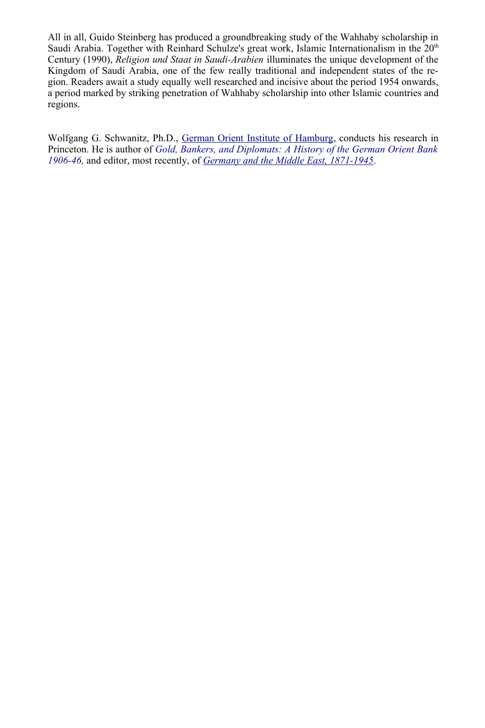All in all, Guido Steinberg has produced a groundbreaking study of the Wahhaby scholarship in Saudi Arabia. Together with Reinhard Schulze's great work, Islamic Internationalism in the 20th Century (1990), *Religion und Staat in Saudi-Arabien* illuminates the unique development of the Kingdom of Saudi Arabia, one of the few really traditional and independent states of the region. Readers await a study equally well researched and incisive about the period 1954 onwards, a period marked by striking penetration of Wahhaby scholarship into other Islamic countries and regions.

Wolfgang G. Schwanitz, Ph.D., German Orient Institute of Hamburg, conducts his research in Princeton. He is author of *Gold, Bankers, and Diplomats: A History of the German Orient Bank 1906-46,* and editor, most recently, of *Germany and the Middle East, 1871-1945*.